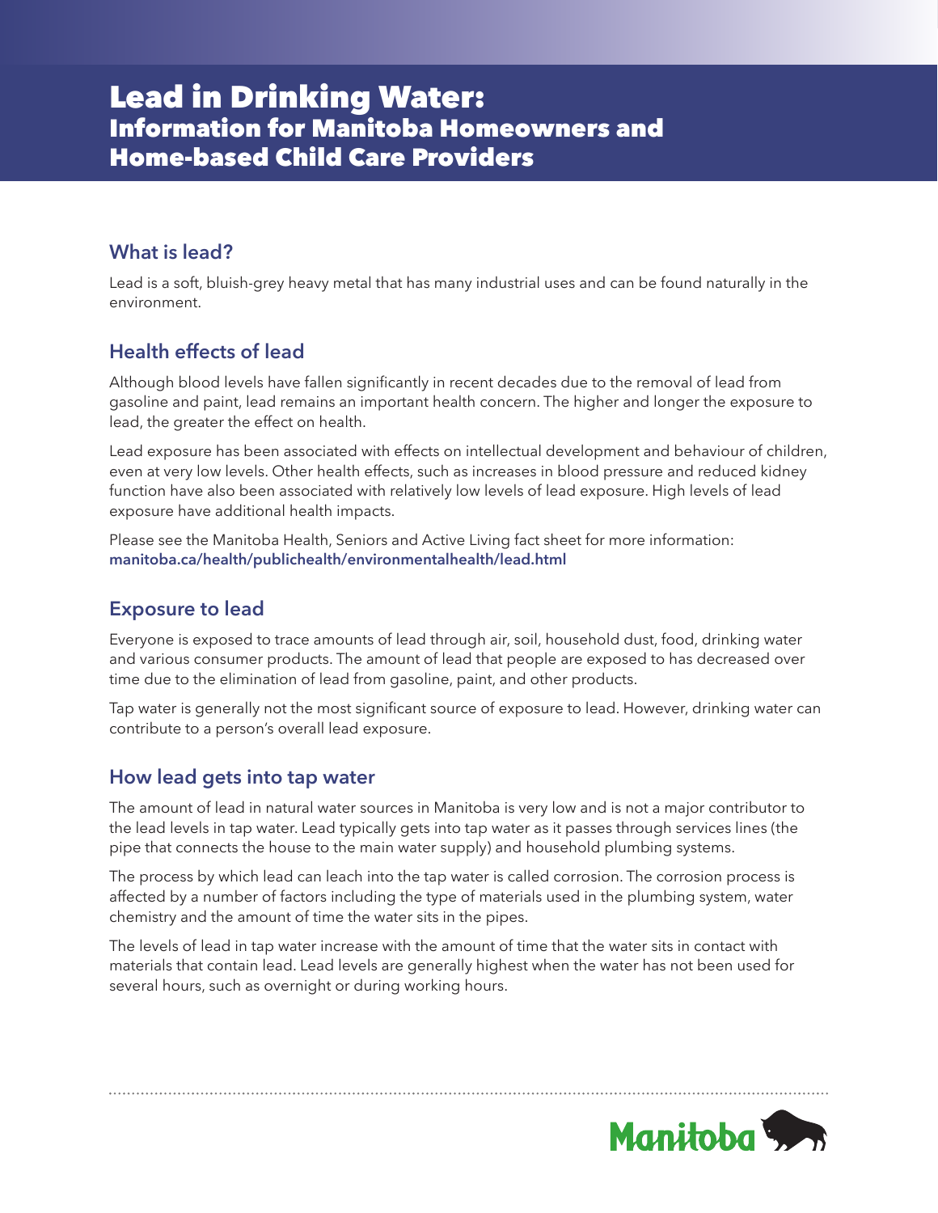// Lead in Drinking Water: Information for Manitoba Homeowners and Home-based Child Care Providers

## What is lead?

Lead is a soft, bluish-grey heavy metal that has many industrial uses and can be found naturally in the environment.

## Health effects of lead

Although blood levels have fallen significantly in recent decades due to the removal of lead from gasoline and paint, lead remains an important health concern. The higher and longer the exposure to lead, the greater the effect on health.

Lead exposure has been associated with effects on intellectual development and behaviour of children, even at very low levels. Other health effects, such as increases in blood pressure and reduced kidney function have also been associated with relatively low levels of lead exposure. High levels of lead exposure have additional health impacts.

Please see the Manitoba Health, Seniors and Active Living fact sheet for more information: **manitoba.ca/health/publichealth/environmentalhealth/lead.html**

## Exposure to lead

Everyone is exposed to trace amounts of lead through air, soil, household dust, food, drinking water and various consumer products. The amount of lead that people are exposed to has decreased over time due to the elimination of lead from gasoline, paint, and other products.

Tap water is generally not the most significant source of exposure to lead. However, drinking water can contribute to a person's overall lead exposure.

## How lead gets into tap water

The amount of lead in natural water sources in Manitoba is very low and is not a major contributor to the lead levels in tap water. Lead typically gets into tap water as it passes through services lines (the pipe that connects the house to the main water supply) and household plumbing systems.

The process by which lead can leach into the tap water is called corrosion. The corrosion process is affected by a number of factors including the type of materials used in the plumbing system, water chemistry and the amount of time the water sits in the pipes.

The levels of lead in tap water increase with the amount of time that the water sits in contact with materials that contain lead. Lead levels are generally highest when the water has not been used for several hours, such as overnight or during working hours.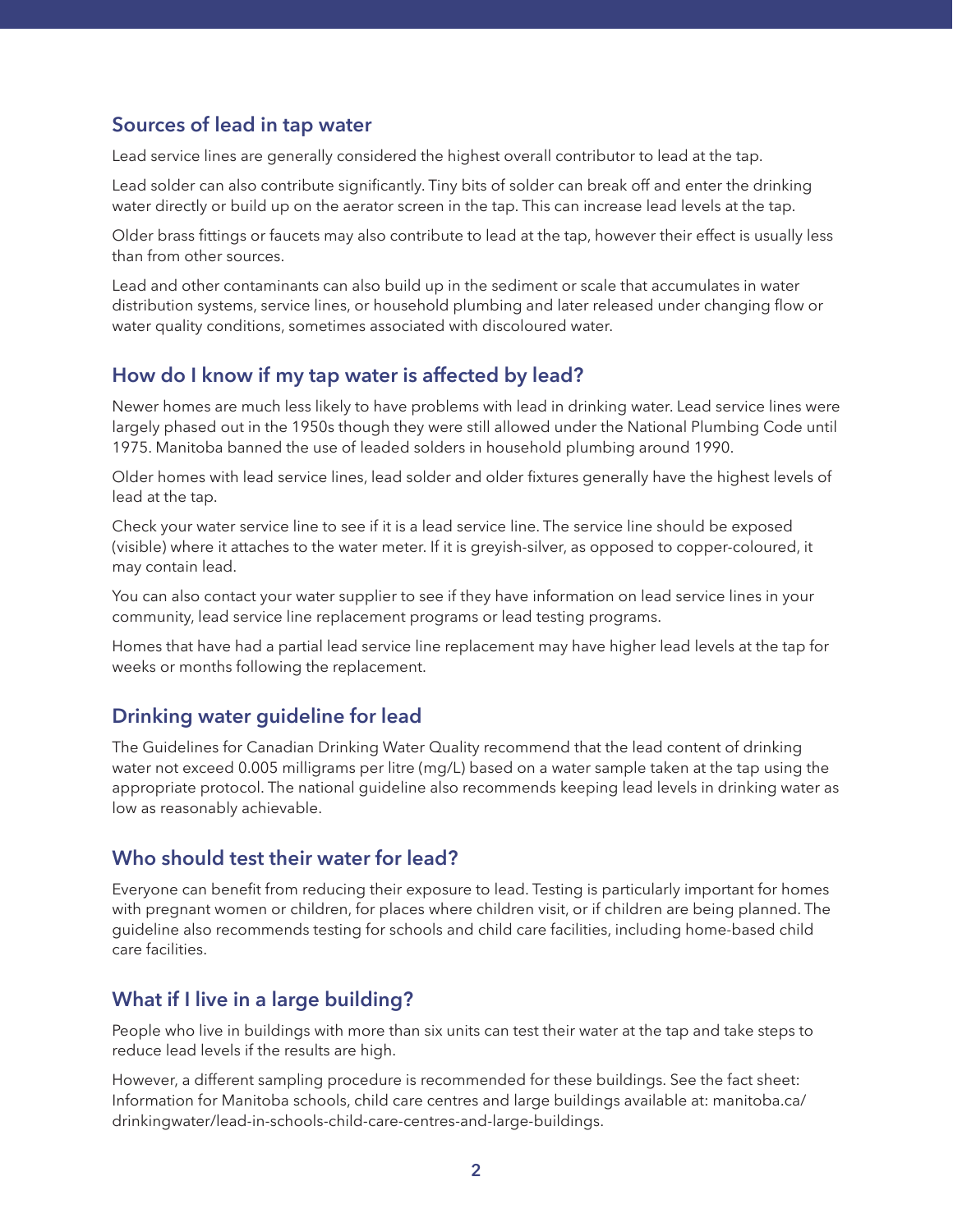## Sources of lead in tap water

Lead service lines are generally considered the highest overall contributor to lead at the tap.

Lead solder can also contribute significantly. Tiny bits of solder can break off and enter the drinking water directly or build up on the aerator screen in the tap. This can increase lead levels at the tap.

Older brass fittings or faucets may also contribute to lead at the tap, however their effect is usually less than from other sources.

Lead and other contaminants can also build up in the sediment or scale that accumulates in water distribution systems, service lines, or household plumbing and later released under changing flow or water quality conditions, sometimes associated with discoloured water.

## How do I know if my tap water is affected by lead?

Newer homes are much less likely to have problems with lead in drinking water. Lead service lines were largely phased out in the 1950s though they were still allowed under the National Plumbing Code until 1975. Manitoba banned the use of leaded solders in household plumbing around 1990.

Older homes with lead service lines, lead solder and older fixtures generally have the highest levels of lead at the tap.

Check your water service line to see if it is a lead service line. The service line should be exposed (visible) where it attaches to the water meter. If it is greyish-silver, as opposed to copper-coloured, it may contain lead.

You can also contact your water supplier to see if they have information on lead service lines in your community, lead service line replacement programs or lead testing programs.

Homes that have had a partial lead service line replacement may have higher lead levels at the tap for weeks or months following the replacement.

## Drinking water guideline for lead

The Guidelines for Canadian Drinking Water Quality recommend that the lead content of drinking water not exceed 0.005 milligrams per litre (mg/L) based on a water sample taken at the tap using the appropriate protocol. The national guideline also recommends keeping lead levels in drinking water as low as reasonably achievable.

## Who should test their water for lead?

Everyone can benefit from reducing their exposure to lead. Testing is particularly important for homes with pregnant women or children, for places where children visit, or if children are being planned. The guideline also recommends testing for schools and child care facilities, including home-based child care facilities.

## What if I live in a large building?

People who live in buildings with more than six units can test their water at the tap and take steps to reduce lead levels if the results are high.

However, a different sampling procedure is recommended for these buildings. See the fact sheet: Information for Manitoba schools, child care centres and large buildings available at: manitoba.ca/drinkingwater/lead-in-schools-child-care-centres-and-large-buildings.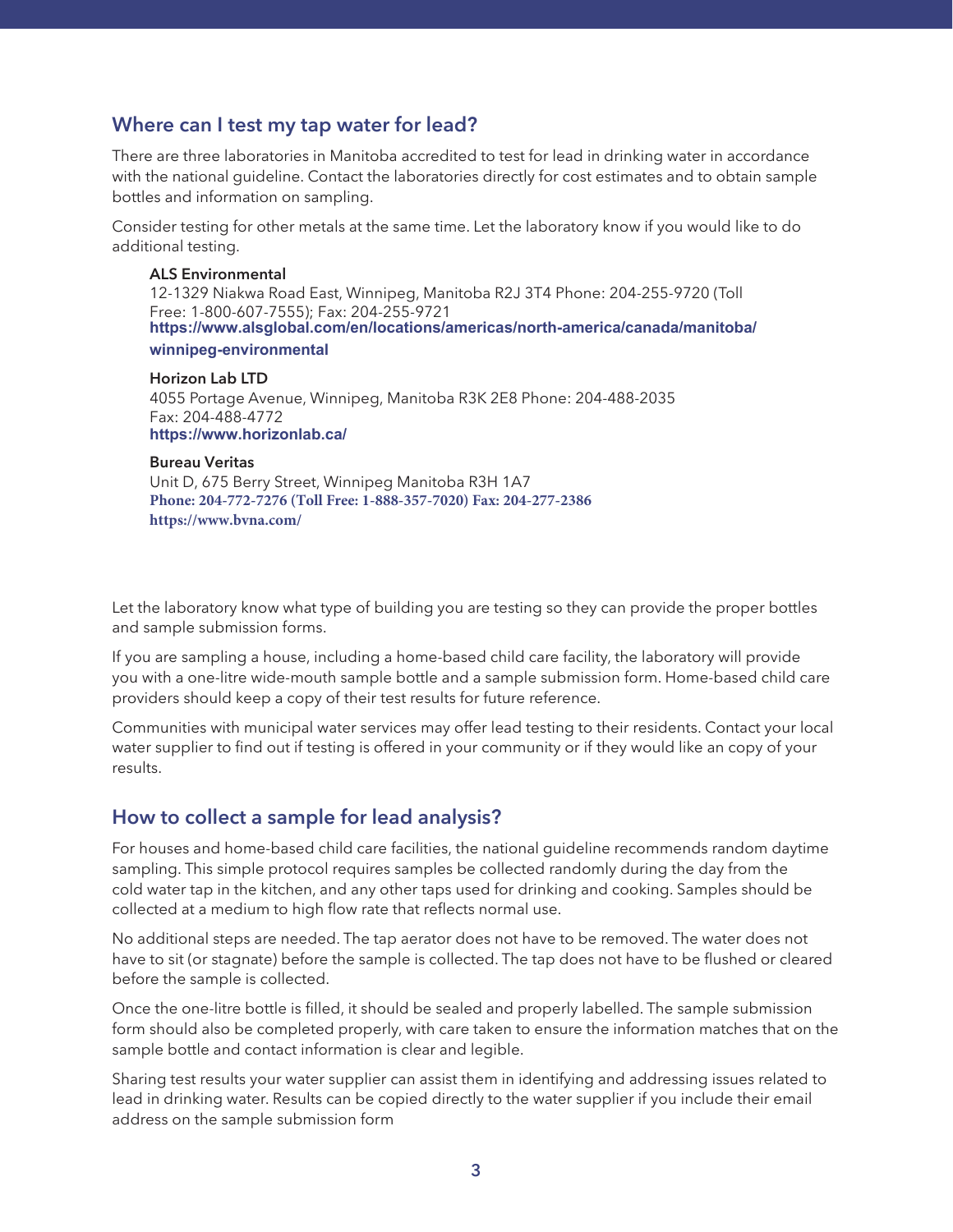## Where can I test my tap water for lead?

There are three laboratories in Manitoba accredited to test for lead in drinking water in accordance with the national guideline. Contact the laboratories directly for cost estimates and to obtain sample bottles and information on sampling.

Consider testing for other metals at the same time. Let the laboratory know if you would like to do additional testing.

**ALS Environmental**
12-1329 Niakwa Road East, Winnipeg, Manitoba R2J 3T4 Phone: 204-255-9720 (Toll Free: 1-800-607-7555); Fax: 204-255-9721
**https://www.alsglobal.com/en/locations/americas/north-america/canada/manitoba/winnipeg-environmental**

**Horizon Lab LTD**
4055 Portage Avenue, Winnipeg, Manitoba R3K 2E8 Phone: 204-488-2035
Fax: 204-488-4772
**https://www.horizonlab.ca/**

**Bureau Veritas**
Unit D, 675 Berry Street, Winnipeg Manitoba R3H 1A7
**Phone: 204-772-7276 (Toll Free: 1-888-357-7020) Fax: 204-277-2386**
**https://www.bvna.com/**

Let the laboratory know what type of building you are testing so they can provide the proper bottles and sample submission forms.

If you are sampling a house, including a home-based child care facility, the laboratory will provide you with a one-litre wide-mouth sample bottle and a sample submission form. Home-based child care providers should keep a copy of their test results for future reference.

Communities with municipal water services may offer lead testing to their residents. Contact your local water supplier to find out if testing is offered in your community or if they would like an copy of your results.

## How to collect a sample for lead analysis?

For houses and home-based child care facilities, the national guideline recommends random daytime sampling. This simple protocol requires samples be collected randomly during the day from the cold water tap in the kitchen, and any other taps used for drinking and cooking. Samples should be collected at a medium to high flow rate that reflects normal use.

No additional steps are needed. The tap aerator does not have to be removed. The water does not have to sit (or stagnate) before the sample is collected. The tap does not have to be flushed or cleared before the sample is collected.

Once the one-litre bottle is filled, it should be sealed and properly labelled. The sample submission form should also be completed properly, with care taken to ensure the information matches that on the sample bottle and contact information is clear and legible.

Sharing test results your water supplier can assist them in identifying and addressing issues related to lead in drinking water. Results can be copied directly to the water supplier if you include their email address on the sample submission form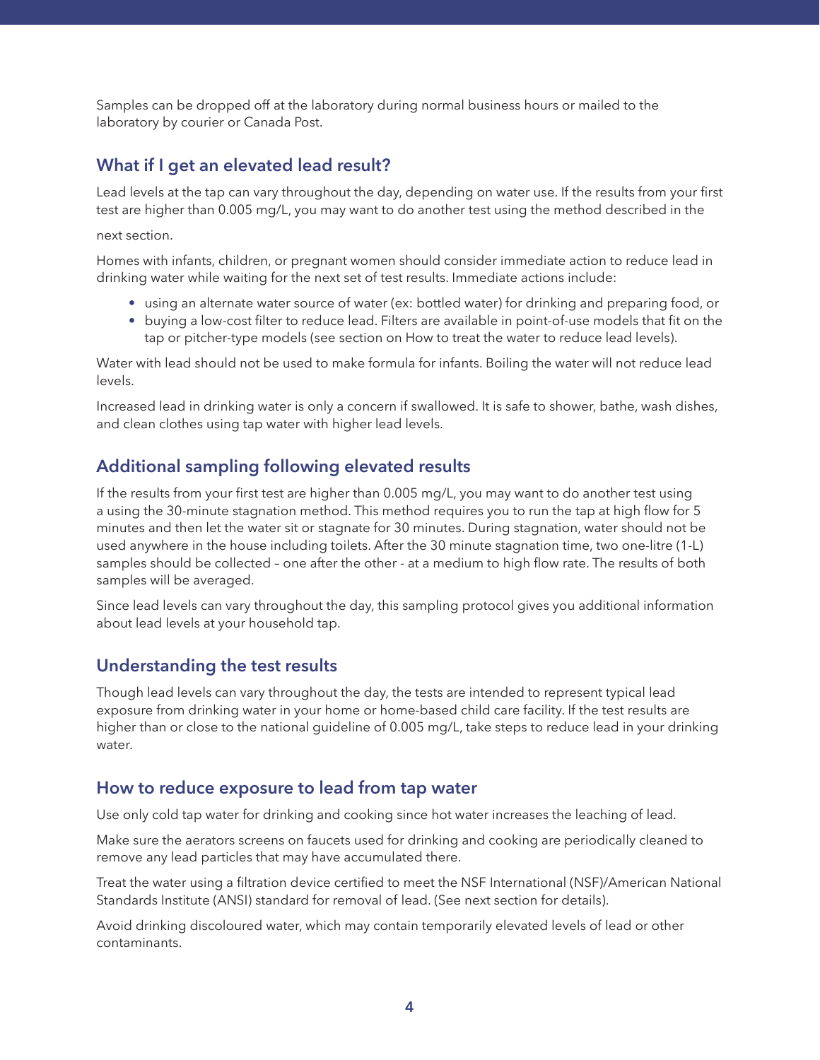Samples can be dropped off at the laboratory during normal business hours or mailed to the laboratory by courier or Canada Post.

## What if I get an elevated lead result?

Lead levels at the tap can vary throughout the day, depending on water use. If the results from your first test are higher than 0.005 mg/L, you may want to do another test using the method described in the next section.

Homes with infants, children, or pregnant women should consider immediate action to reduce lead in drinking water while waiting for the next set of test results. Immediate actions include:

- using an alternate water source of water (ex: bottled water) for drinking and preparing food, or
- buying a low-cost filter to reduce lead. Filters are available in point-of-use models that fit on the tap or pitcher-type models (see section on How to treat the water to reduce lead levels).

Water with lead should not be used to make formula for infants. Boiling the water will not reduce lead levels.

Increased lead in drinking water is only a concern if swallowed. It is safe to shower, bathe, wash dishes, and clean clothes using tap water with higher lead levels.

## Additional sampling following elevated results

If the results from your first test are higher than 0.005 mg/L, you may want to do another test using a using the 30-minute stagnation method. This method requires you to run the tap at high flow for 5 minutes and then let the water sit or stagnate for 30 minutes. During stagnation, water should not be used anywhere in the house including toilets. After the 30 minute stagnation time, two one-litre (1-L) samples should be collected – one after the other - at a medium to high flow rate. The results of both samples will be averaged.

Since lead levels can vary throughout the day, this sampling protocol gives you additional information about lead levels at your household tap.

## Understanding the test results

Though lead levels can vary throughout the day, the tests are intended to represent typical lead exposure from drinking water in your home or home-based child care facility. If the test results are higher than or close to the national guideline of 0.005 mg/L, take steps to reduce lead in your drinking water.

## How to reduce exposure to lead from tap water

Use only cold tap water for drinking and cooking since hot water increases the leaching of lead.

Make sure the aerators screens on faucets used for drinking and cooking are periodically cleaned to remove any lead particles that may have accumulated there.

Treat the water using a filtration device certified to meet the NSF International (NSF)/American National Standards Institute (ANSI) standard for removal of lead. (See next section for details).

Avoid drinking discoloured water, which may contain temporarily elevated levels of lead or other contaminants.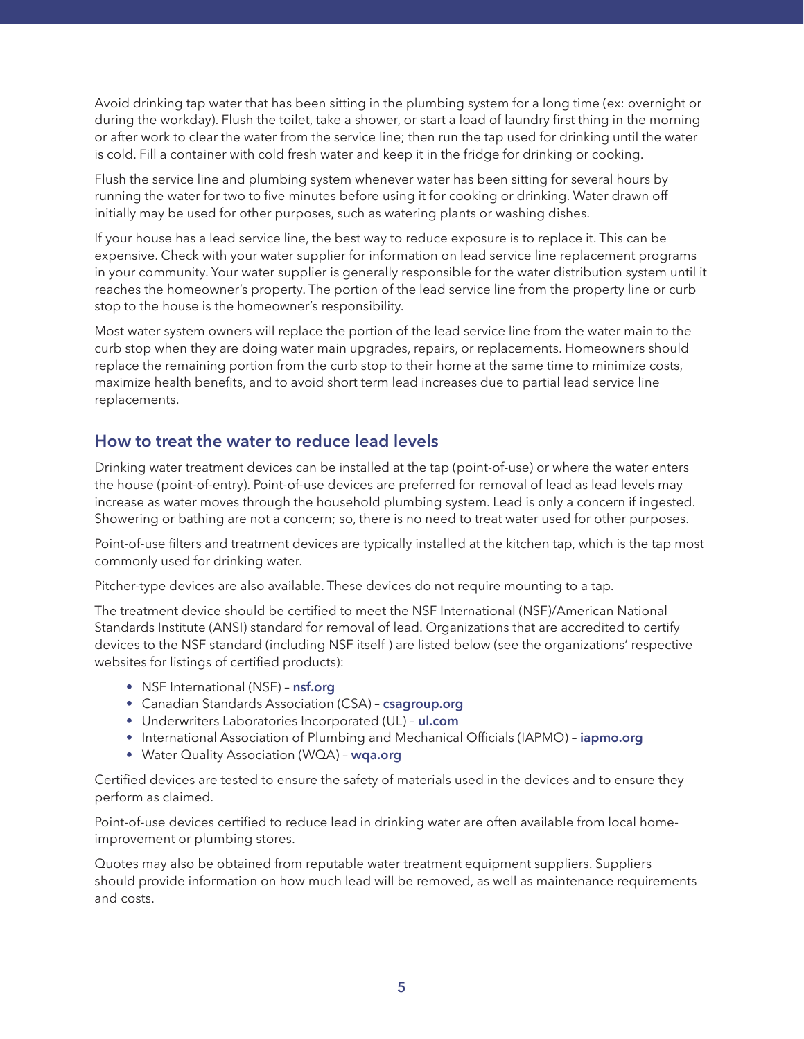Avoid drinking tap water that has been sitting in the plumbing system for a long time (ex: overnight or during the workday). Flush the toilet, take a shower, or start a load of laundry first thing in the morning or after work to clear the water from the service line; then run the tap used for drinking until the water is cold. Fill a container with cold fresh water and keep it in the fridge for drinking or cooking.

Flush the service line and plumbing system whenever water has been sitting for several hours by running the water for two to five minutes before using it for cooking or drinking. Water drawn off initially may be used for other purposes, such as watering plants or washing dishes.

If your house has a lead service line, the best way to reduce exposure is to replace it. This can be expensive. Check with your water supplier for information on lead service line replacement programs in your community. Your water supplier is generally responsible for the water distribution system until it reaches the homeowner's property. The portion of the lead service line from the property line or curb stop to the house is the homeowner's responsibility.

Most water system owners will replace the portion of the lead service line from the water main to the curb stop when they are doing water main upgrades, repairs, or replacements. Homeowners should replace the remaining portion from the curb stop to their home at the same time to minimize costs, maximize health benefits, and to avoid short term lead increases due to partial lead service line replacements.

## How to treat the water to reduce lead levels

Drinking water treatment devices can be installed at the tap (point-of-use) or where the water enters the house (point-of-entry). Point-of-use devices are preferred for removal of lead as lead levels may increase as water moves through the household plumbing system. Lead is only a concern if ingested. Showering or bathing are not a concern; so, there is no need to treat water used for other purposes.

Point-of-use filters and treatment devices are typically installed at the kitchen tap, which is the tap most commonly used for drinking water.

Pitcher-type devices are also available. These devices do not require mounting to a tap.

The treatment device should be certified to meet the NSF International (NSF)/American National Standards Institute (ANSI) standard for removal of lead. Organizations that are accredited to certify devices to the NSF standard (including NSF itself ) are listed below (see the organizations' respective websites for listings of certified products):

- NSF International (NSF) – **nsf.org**
- Canadian Standards Association (CSA) – **csagroup.org**
- Underwriters Laboratories Incorporated (UL) – **ul.com**
- International Association of Plumbing and Mechanical Officials (IAPMO) – **iapmo.org**
- Water Quality Association (WQA) – **wqa.org**

Certified devices are tested to ensure the safety of materials used in the devices and to ensure they perform as claimed.

Point-of-use devices certified to reduce lead in drinking water are often available from local home-improvement or plumbing stores.

Quotes may also be obtained from reputable water treatment equipment suppliers. Suppliers should provide information on how much lead will be removed, as well as maintenance requirements and costs.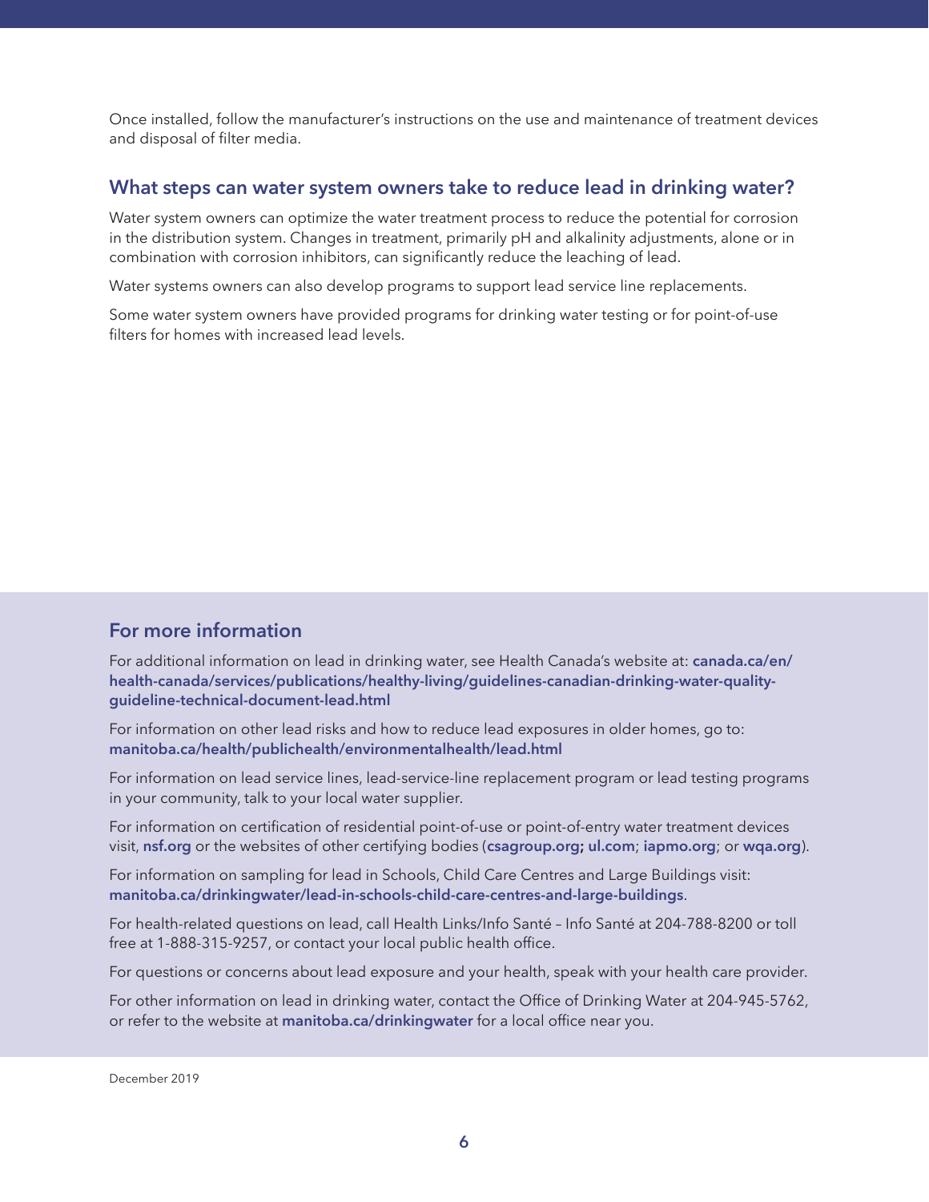Once installed, follow the manufacturer's instructions on the use and maintenance of treatment devices and disposal of filter media.

## What steps can water system owners take to reduce lead in drinking water?

Water system owners can optimize the water treatment process to reduce the potential for corrosion in the distribution system. Changes in treatment, primarily pH and alkalinity adjustments, alone or in combination with corrosion inhibitors, can significantly reduce the leaching of lead.

Water systems owners can also develop programs to support lead service line replacements.

Some water system owners have provided programs for drinking water testing or for point-of-use filters for homes with increased lead levels.

## For more information

For additional information on lead in drinking water, see Health Canada's website at: **canada.ca/en/health-canada/services/publications/healthy-living/guidelines-canadian-drinking-water-quality-guideline-technical-document-lead.html**

For information on other lead risks and how to reduce lead exposures in older homes, go to: **manitoba.ca/health/publichealth/environmentalhealth/lead.html**

For information on lead service lines, lead-service-line replacement program or lead testing programs in your community, talk to your local water supplier.

For information on certification of residential point-of-use or point-of-entry water treatment devices visit, **nsf.org** or the websites of other certifying bodies (**csagroup.org; ul.com**; **iapmo.org**; or **wqa.org**).

For information on sampling for lead in Schools, Child Care Centres and Large Buildings visit: **manitoba.ca/drinkingwater/lead-in-schools-child-care-centres-and-large-buildings**.

For health-related questions on lead, call Health Links/Info Santé – Info Santé at 204-788-8200 or toll free at 1-888-315-9257, or contact your local public health office.

For questions or concerns about lead exposure and your health, speak with your health care provider.

For other information on lead in drinking water, contact the Office of Drinking Water at 204-945-5762, or refer to the website at **manitoba.ca/drinkingwater** for a local office near you.

December 2019